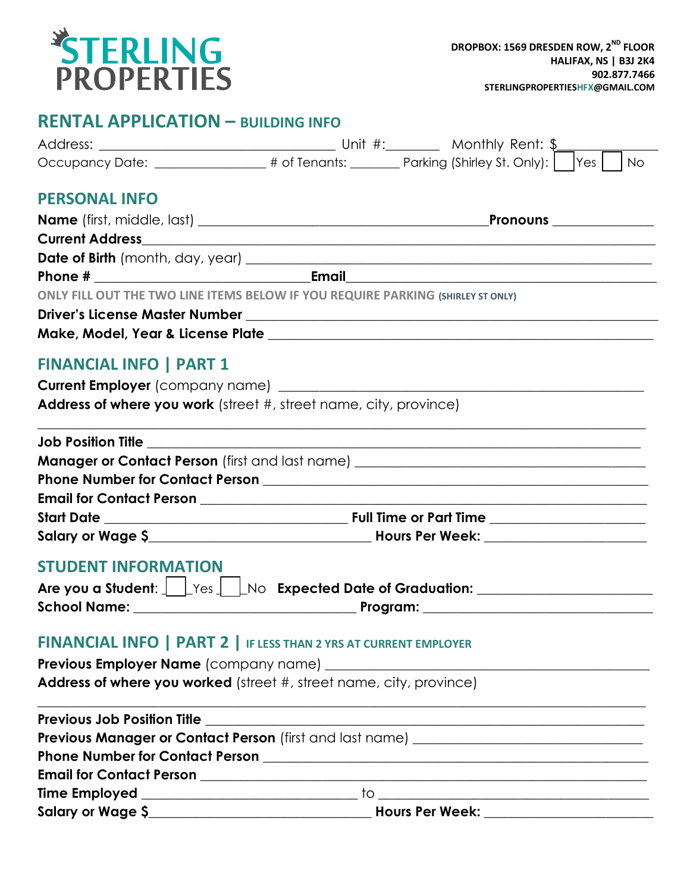**STERLING PROPERTIES**

**DROPBOX: 1569 DRESDEN ROW, 2ND FLOOR**
**HALIFAX, NS | B3J 2K4**
**902.877.7466**
**STERLINGPROPERTIESHFX@GMAIL.COM**

## RENTAL APPLICATION – BUILDING INFO

Address: ________________________________ Unit #:_______ Monthly Rent: $____________

Occupancy Date: ______________ # of Tenants: _______ Parking (Shirley St. Only): ☐ Yes ☐ No

## PERSONAL INFO

**Name** (first, middle, last) ________________________________________ **Pronouns** ____________

**Current Address** ________________________________________________________________

**Date of Birth** (month, day, year) ____________________________________________________

**Phone #** ____________________________ **Email** ______________________________________

ONLY FILL OUT THE TWO LINE ITEMS BELOW IF YOU REQUIRE PARKING (SHIRLEY ST ONLY)

**Driver's License Master Number** _____________________________________________________

**Make, Model, Year & License Plate** __________________________________________________

## FINANCIAL INFO | PART 1

**Current Employer** (company name) ___________________________________________________

**Address of where you work** (street #, street name, city, province)

_______________________________________________________________________________

**Job Position Title** ________________________________________________________________

**Manager or Contact Person** (first and last name) ________________________________________

**Phone Number for Contact Person** ___________________________________________________

**Email for Contact Person** _________________________________________________________

**Start Date** ______________________________ **Full Time or Part Time** ____________________

**Salary or Wage $**______________________________ **Hours Per Week:** ____________________

## STUDENT INFORMATION

**Are you a Student**: ☐ Yes ☐ No **Expected Date of Graduation:** _____________________

**School Name:** ______________________________ **Program:** ____________________________

## FINANCIAL INFO | PART 2 | IF LESS THAN 2 YRS AT CURRENT EMPLOYER

**Previous Employer Name** (company name) _______________________________________________

**Address of where you worked** (street #, street name, city, province)

_______________________________________________________________________________

**Previous Job Position Title** _______________________________________________________

**Previous Manager or Contact Person** (first and last name) ______________________________

**Phone Number for Contact Person** ___________________________________________________

**Email for Contact Person** _________________________________________________________

**Time Employed** _____________________________ to ____________________________________

**Salary or Wage $**______________________________ **Hours Per Week:** ____________________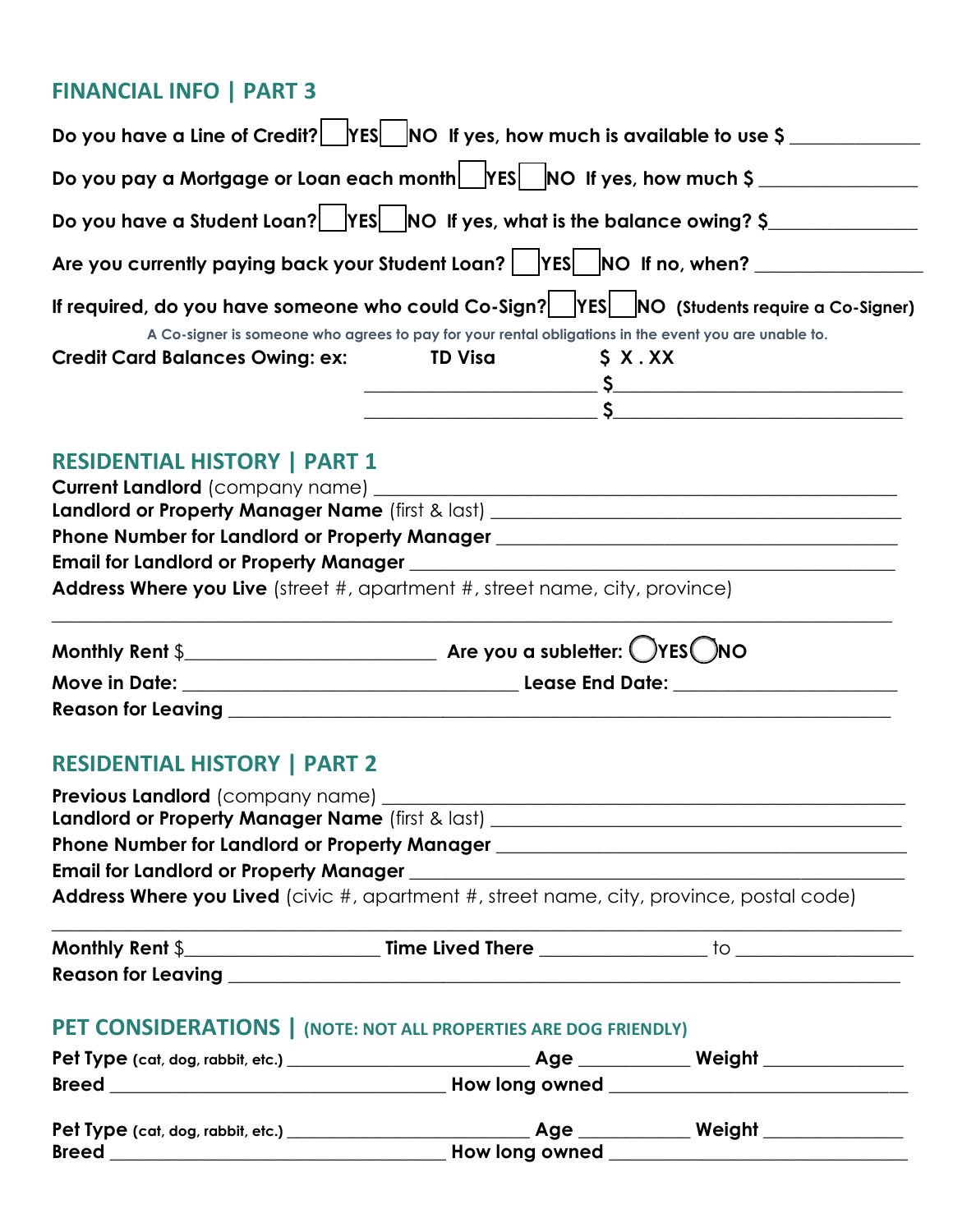## FINANCIAL INFO | PART 3

**Do you have a Line of Credit?** ☐ **YES** ☐ **NO** **If yes, how much is available to use $** ____________

**Do you pay a Mortgage or Loan each month** ☐ **YES** ☐ **NO** **If yes, how much $** ______________

**Do you have a Student Loan?** ☐ **YES** ☐ **NO** **If yes, what is the balance owing? $** ____________

**Are you currently paying back your Student Loan?** ☐ **YES** ☐ **NO** **If no, when?** ______________

**If required, do you have someone who could Co-Sign?** ☐ **YES** ☐ **NO** **(Students require a Co-Signer)**

A Co-signer is someone who agrees to pay for your rental obligations in the event you are unable to.

**Credit Card Balances Owing: ex:** **TD Visa** **$ X . XX**

______________________ **$**_________________________

______________________ **$**_________________________

## RESIDENTIAL HISTORY | PART 1

**Current Landlord** (company name) _____________________________________________

**Landlord or Property Manager Name** (first & last) ___________________________________

**Phone Number for Landlord or Property Manager** ____________________________________

**Email for Landlord or Property Manager** ____________________________________________

**Address Where you Live** (street #, apartment #, street name, city, province)

_______________________________________________________________________________

**Monthly Rent** $_______________________ **Are you a subletter:** ◯ **YES** ◯ **NO**

**Move in Date:** _______________________________ **Lease End Date:** ____________________

**Reason for Leaving** __________________________________________________________

## RESIDENTIAL HISTORY | PART 2

**Previous Landlord** (company name) ____________________________________________

**Landlord or Property Manager Name** (first & last) ___________________________________

**Phone Number for Landlord or Property Manager** ____________________________________

**Email for Landlord or Property Manager** ____________________________________________

**Address Where you Lived** (civic #, apartment #, street name, city, province, postal code)

_______________________________________________________________________________

**Monthly Rent** $__________________ **Time Lived There** _______________ to ________________

**Reason for Leaving** __________________________________________________________

## PET CONSIDERATIONS | (NOTE: NOT ALL PROPERTIES ARE DOG FRIENDLY)

**Pet Type** **(cat, dog, rabbit, etc.)** ________________________ **Age** __________ **Weight** _____________

**Breed** ________________________________ **How long owned** ___________________________

**Pet Type** **(cat, dog, rabbit, etc.)** ________________________ **Age** __________ **Weight** _____________

**Breed** ________________________________ **How long owned** ___________________________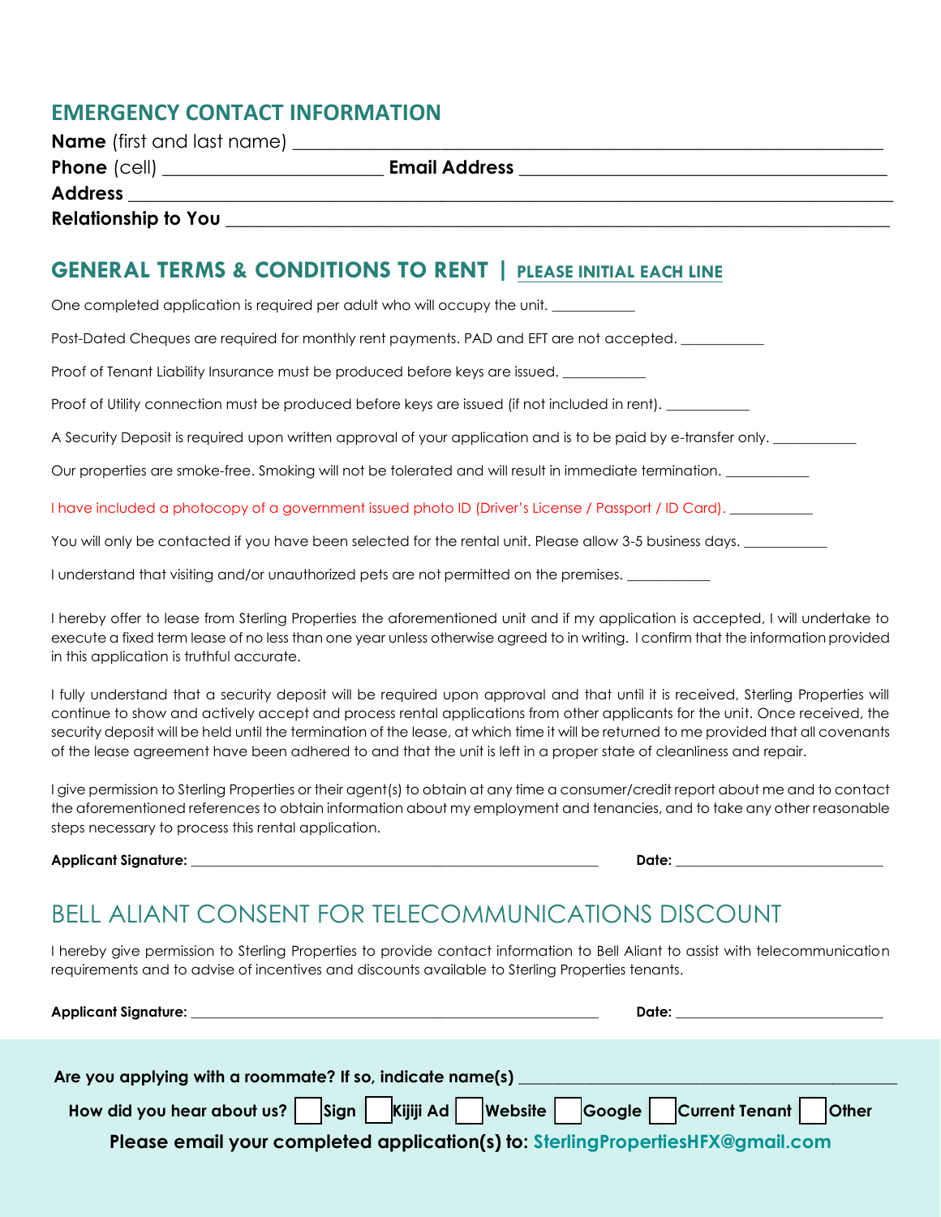## EMERGENCY CONTACT INFORMATION

**Name** (first and last name) ____________________________________________

**Phone** (cell) ______________________ **Email Address** ______________________________

**Address** ____________________________________________________________

**Relationship to You** ____________________________________________________

## GENERAL TERMS & CONDITIONS TO RENT | PLEASE INITIAL EACH LINE

One completed application is required per adult who will occupy the unit. ___________

Post-Dated Cheques are required for monthly rent payments. PAD and EFT are not accepted. ___________

Proof of Tenant Liability Insurance must be produced before keys are issued. ___________

Proof of Utility connection must be produced before keys are issued (if not included in rent). ___________

A Security Deposit is required upon written approval of your application and is to be paid by e-transfer only. ___________

Our properties are smoke-free. Smoking will not be tolerated and will result in immediate termination. ___________

I have included a photocopy of a government issued photo ID (Driver's License / Passport / ID Card). ___________

You will only be contacted if you have been selected for the rental unit. Please allow 3-5 business days. ___________

I understand that visiting and/or unauthorized pets are not permitted on the premises. ___________

I hereby offer to lease from Sterling Properties the aforementioned unit and if my application is accepted, I will undertake to execute a fixed term lease of no less than one year unless otherwise agreed to in writing. I confirm that the information provided in this application is truthful accurate.

I fully understand that a security deposit will be required upon approval and that until it is received, Sterling Properties will continue to show and actively accept and process rental applications from other applicants for the unit. Once received, the security deposit will be held until the termination of the lease, at which time it will be returned to me provided that all covenants of the lease agreement have been adhered to and that the unit is left in a proper state of cleanliness and repair.

I give permission to Sterling Properties or their agent(s) to obtain at any time a consumer/credit report about me and to contact the aforementioned references to obtain information about my employment and tenancies, and to take any other reasonable steps necessary to process this rental application.

**Applicant Signature:** ______________________________________ **Date:** ______________________

## BELL ALIANT CONSENT FOR TELECOMMUNICATIONS DISCOUNT

I hereby give permission to Sterling Properties to provide contact information to Bell Aliant to assist with telecommunication requirements and to advise of incentives and discounts available to Sterling Properties tenants.

**Applicant Signature:** ______________________________________ **Date:** ______________________

**Are you applying with a roommate? If so, indicate name(s)** ______________________________________

**How did you hear about us?** ☐ Sign ☐ Kijiji Ad ☐ Website ☐ Google ☐ Current Tenant ☐ Other

**Please email your completed application(s) to: SterlingPropertiesHFX@gmail.com**